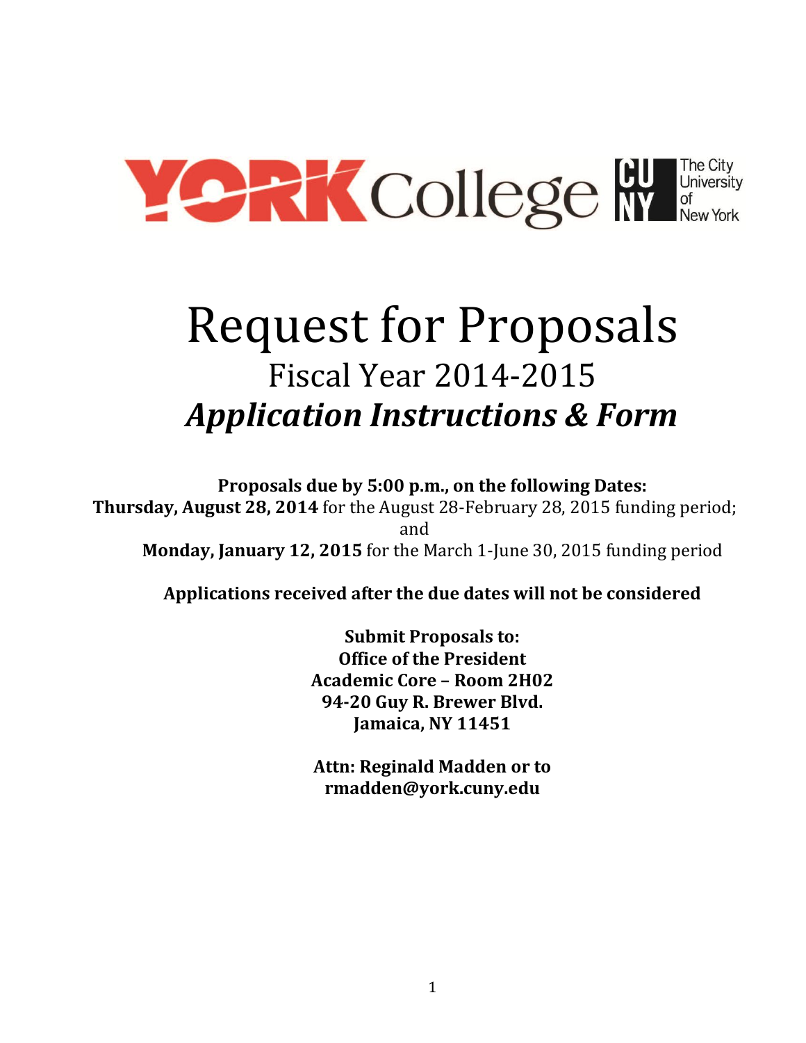YORK College | CUNY The City University of New York

# Request for Proposals

## Fiscal Year 2014-2015

## *Application Instructions & Form*

**Proposals due by 5:00 p.m., on the following Dates:**
**Thursday, August 28, 2014** for the August 28-February 28, 2015 funding period;
and
**Monday, January 12, 2015** for the March 1-June 30, 2015 funding period

**Applications received after the due dates will not be considered**

**Submit Proposals to:**
**Office of the President**
**Academic Core – Room 2H02**
**94-20 Guy R. Brewer Blvd.**
**Jamaica, NY 11451**

**Attn: Reginald Madden or to**
**rmadden@york.cuny.edu**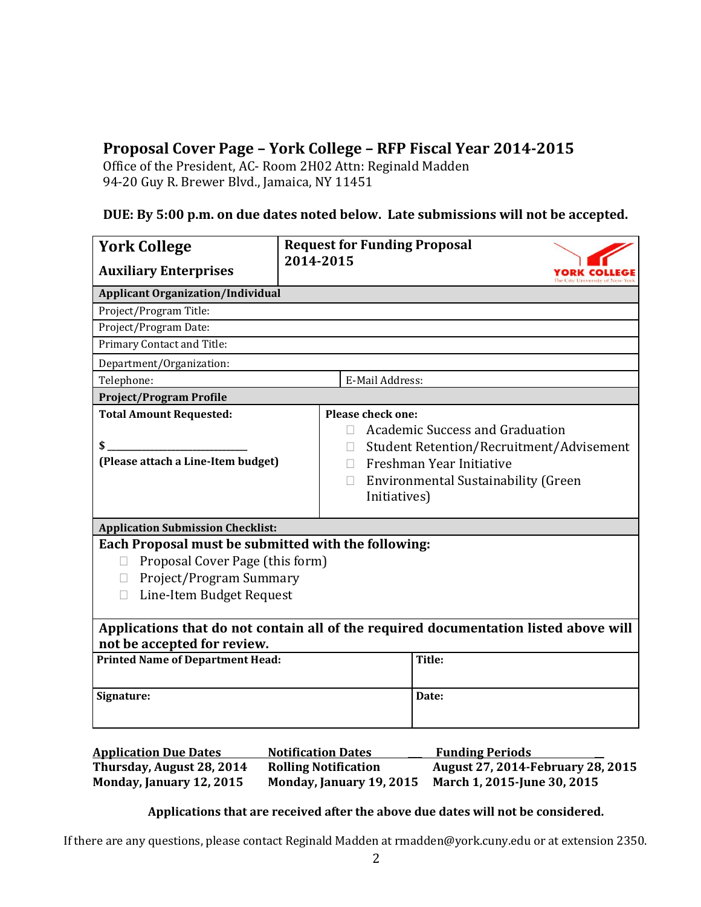## Proposal Cover Page – York College – RFP Fiscal Year 2014-2015

Office of the President, AC- Room 2H02 Attn: Reginald Madden
94-20 Guy R. Brewer Blvd., Jamaica, NY 11451

**DUE: By 5:00 p.m. on due dates noted below. Late submissions will not be accepted.**

| **York College**<br>**Auxiliary Enterprises** | **Request for Funding Proposal 2014-2015** | YORK COLLEGE The City University of New York |
|---|---|---|
| **Applicant Organization/Individual** | | |
| Project/Program Title: | | |
| Project/Program Date: | | |
| Primary Contact and Title: | | |
| Department/Organization: | | |
| Telephone: | E-Mail Address: | |
| **Project/Program Profile** | | |
| **Total Amount Requested:**<br><br>**$ ________________________**<br>**(Please attach a Line-Item budget)** | **Please check one:**<br>☐ Academic Success and Graduation<br>☐ Student Retention/Recruitment/Advisement<br>☐ Freshman Year Initiative<br>☐ Environmental Sustainability (Green Initiatives) | |
| **Application Submission Checklist:** | | |
| **Each Proposal must be submitted with the following:**<br>☐ Proposal Cover Page (this form)<br>☐ Project/Program Summary<br>☐ Line-Item Budget Request | | |
| **Applications that do not contain all of the required documentation listed above will not be accepted for review.** | | |
| **Printed Name of Department Head:** | **Title:** | |
| **Signature:** | **Date:** | |

| **Application Due Dates** | **Notification Dates** | **Funding Periods** |
|---|---|---|
| **Thursday, August 28, 2014** | **Rolling Notification** | **August 27, 2014-February 28, 2015** |
| **Monday, January 12, 2015** | **Monday, January 19, 2015** | **March 1, 2015-June 30, 2015** |

**Applications that are received after the above due dates will not be considered.**

If there are any questions, please contact Reginald Madden at rmadden@york.cuny.edu or at extension 2350.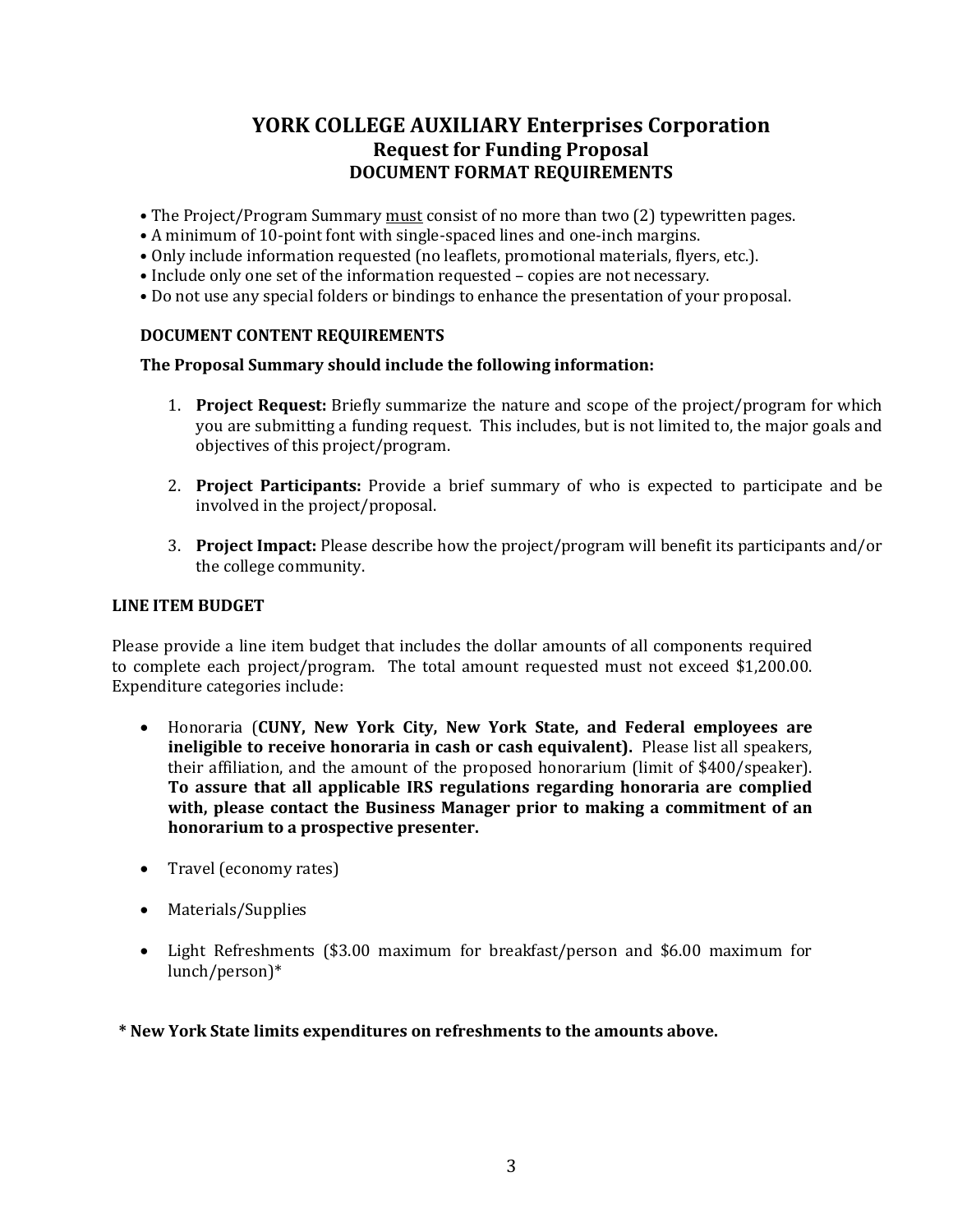# YORK COLLEGE AUXILIARY Enterprises Corporation
## Request for Funding Proposal
### DOCUMENT FORMAT REQUIREMENTS

- The Project/Program Summary <u>must</u> consist of no more than two (2) typewritten pages.
- A minimum of 10-point font with single-spaced lines and one-inch margins.
- Only include information requested (no leaflets, promotional materials, flyers, etc.).
- Include only one set of the information requested – copies are not necessary.
- Do not use any special folders or bindings to enhance the presentation of your proposal.

### DOCUMENT CONTENT REQUIREMENTS

**The Proposal Summary should include the following information:**

1. **Project Request:** Briefly summarize the nature and scope of the project/program for which you are submitting a funding request. This includes, but is not limited to, the major goals and objectives of this project/program.

2. **Project Participants:** Provide a brief summary of who is expected to participate and be involved in the project/proposal.

3. **Project Impact:** Please describe how the project/program will benefit its participants and/or the college community.

### LINE ITEM BUDGET

Please provide a line item budget that includes the dollar amounts of all components required to complete each project/program. The total amount requested must not exceed $1,200.00. Expenditure categories include:

- Honoraria (**CUNY, New York City, New York State, and Federal employees are ineligible to receive honoraria in cash or cash equivalent).** Please list all speakers, their affiliation, and the amount of the proposed honorarium (limit of $400/speaker). **To assure that all applicable IRS regulations regarding honoraria are complied with, please contact the Business Manager prior to making a commitment of an honorarium to a prospective presenter.**

- Travel (economy rates)

- Materials/Supplies

- Light Refreshments ($3.00 maximum for breakfast/person and $6.00 maximum for lunch/person)*

**\* New York State limits expenditures on refreshments to the amounts above.**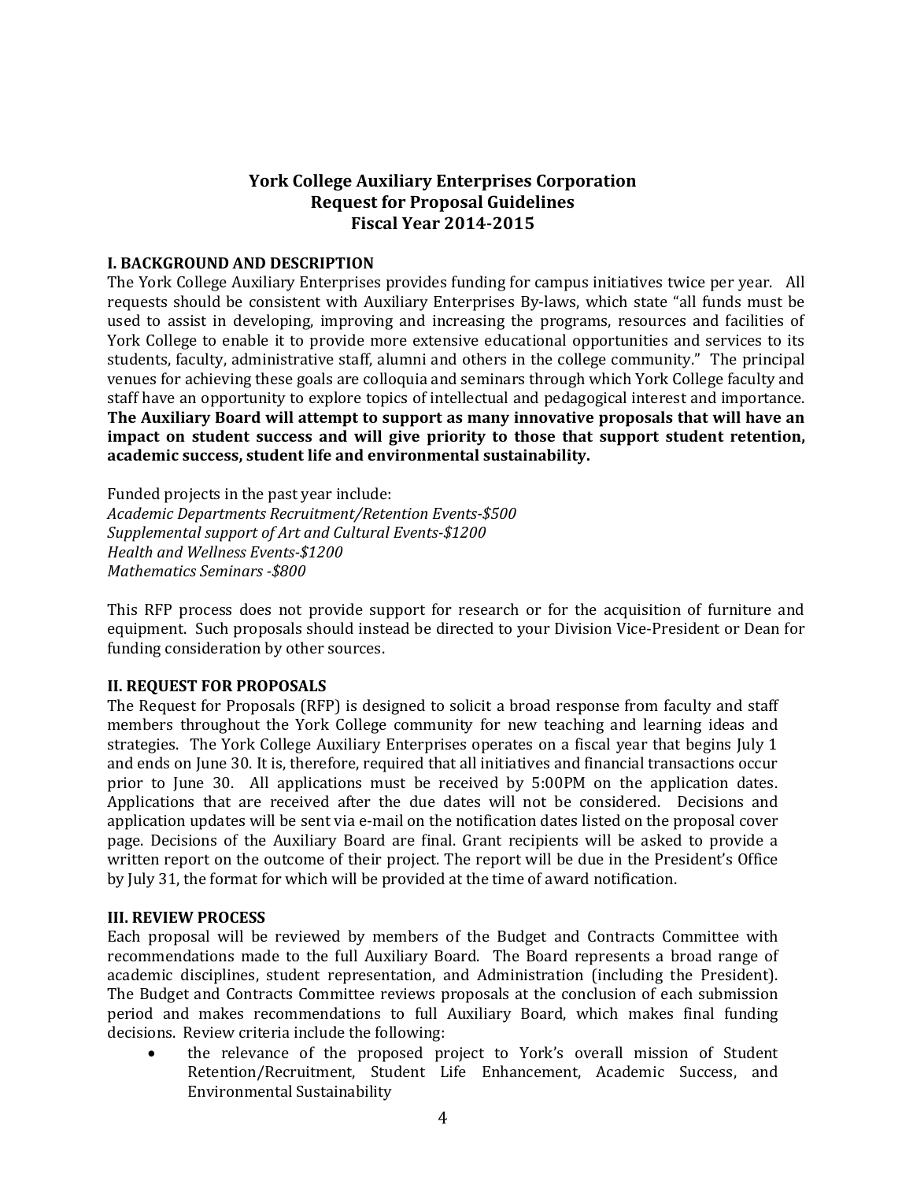# York College Auxiliary Enterprises Corporation
# Request for Proposal Guidelines
# Fiscal Year 2014-2015

## I. BACKGROUND AND DESCRIPTION

The York College Auxiliary Enterprises provides funding for campus initiatives twice per year. All requests should be consistent with Auxiliary Enterprises By-laws, which state "all funds must be used to assist in developing, improving and increasing the programs, resources and facilities of York College to enable it to provide more extensive educational opportunities and services to its students, faculty, administrative staff, alumni and others in the college community." The principal venues for achieving these goals are colloquia and seminars through which York College faculty and staff have an opportunity to explore topics of intellectual and pedagogical interest and importance. **The Auxiliary Board will attempt to support as many innovative proposals that will have an impact on student success and will give priority to those that support student retention, academic success, student life and environmental sustainability.**

Funded projects in the past year include:
*Academic Departments Recruitment/Retention Events-$500*
*Supplemental support of Art and Cultural Events-$1200*
*Health and Wellness Events-$1200*
*Mathematics Seminars -$800*

This RFP process does not provide support for research or for the acquisition of furniture and equipment. Such proposals should instead be directed to your Division Vice-President or Dean for funding consideration by other sources.

## II. REQUEST FOR PROPOSALS

The Request for Proposals (RFP) is designed to solicit a broad response from faculty and staff members throughout the York College community for new teaching and learning ideas and strategies. The York College Auxiliary Enterprises operates on a fiscal year that begins July 1 and ends on June 30. It is, therefore, required that all initiatives and financial transactions occur prior to June 30. All applications must be received by 5:00PM on the application dates. Applications that are received after the due dates will not be considered. Decisions and application updates will be sent via e-mail on the notification dates listed on the proposal cover page. Decisions of the Auxiliary Board are final. Grant recipients will be asked to provide a written report on the outcome of their project. The report will be due in the President's Office by July 31, the format for which will be provided at the time of award notification.

## III. REVIEW PROCESS

Each proposal will be reviewed by members of the Budget and Contracts Committee with recommendations made to the full Auxiliary Board. The Board represents a broad range of academic disciplines, student representation, and Administration (including the President). The Budget and Contracts Committee reviews proposals at the conclusion of each submission period and makes recommendations to full Auxiliary Board, which makes final funding decisions. Review criteria include the following:

- the relevance of the proposed project to York's overall mission of Student Retention/Recruitment, Student Life Enhancement, Academic Success, and Environmental Sustainability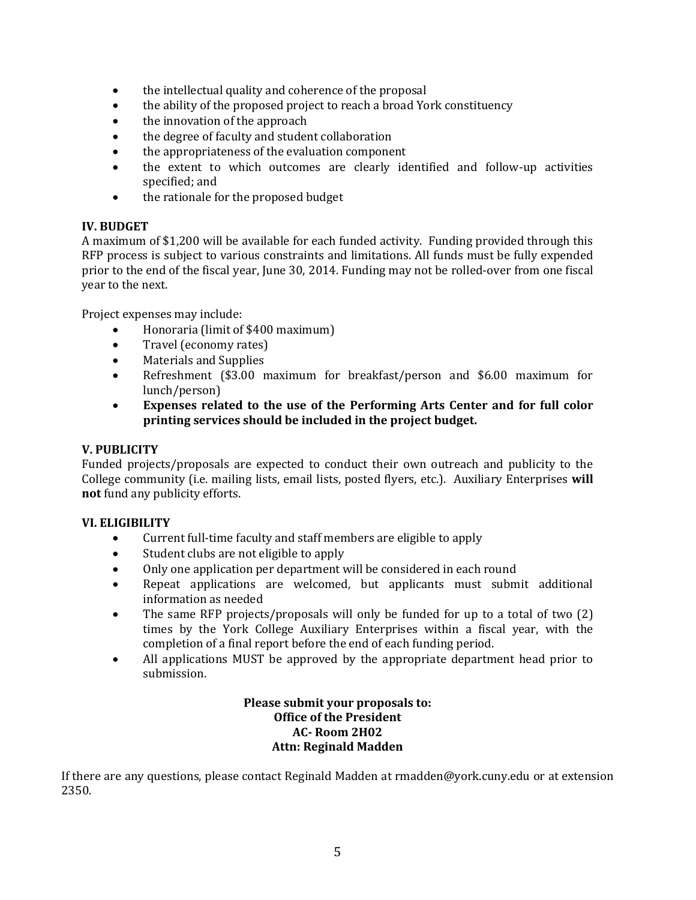- the intellectual quality and coherence of the proposal
- the ability of the proposed project to reach a broad York constituency
- the innovation of the approach
- the degree of faculty and student collaboration
- the appropriateness of the evaluation component
- the extent to which outcomes are clearly identified and follow-up activities specified; and
- the rationale for the proposed budget

**IV. BUDGET**

A maximum of $1,200 will be available for each funded activity. Funding provided through this RFP process is subject to various constraints and limitations. All funds must be fully expended prior to the end of the fiscal year, June 30, 2014. Funding may not be rolled-over from one fiscal year to the next.

Project expenses may include:

- Honoraria (limit of $400 maximum)
- Travel (economy rates)
- Materials and Supplies
- Refreshment ($3.00 maximum for breakfast/person and $6.00 maximum for lunch/person)
- **Expenses related to the use of the Performing Arts Center and for full color printing services should be included in the project budget.**

**V. PUBLICITY**

Funded projects/proposals are expected to conduct their own outreach and publicity to the College community (i.e. mailing lists, email lists, posted flyers, etc.). Auxiliary Enterprises **will not** fund any publicity efforts.

**VI. ELIGIBILITY**

- Current full-time faculty and staff members are eligible to apply
- Student clubs are not eligible to apply
- Only one application per department will be considered in each round
- Repeat applications are welcomed, but applicants must submit additional information as needed
- The same RFP projects/proposals will only be funded for up to a total of two (2) times by the York College Auxiliary Enterprises within a fiscal year, with the completion of a final report before the end of each funding period.
- All applications MUST be approved by the appropriate department head prior to submission.

**Please submit your proposals to:**
**Office of the President**
**AC- Room 2H02**
**Attn: Reginald Madden**

If there are any questions, please contact Reginald Madden at rmadden@york.cuny.edu or at extension 2350.